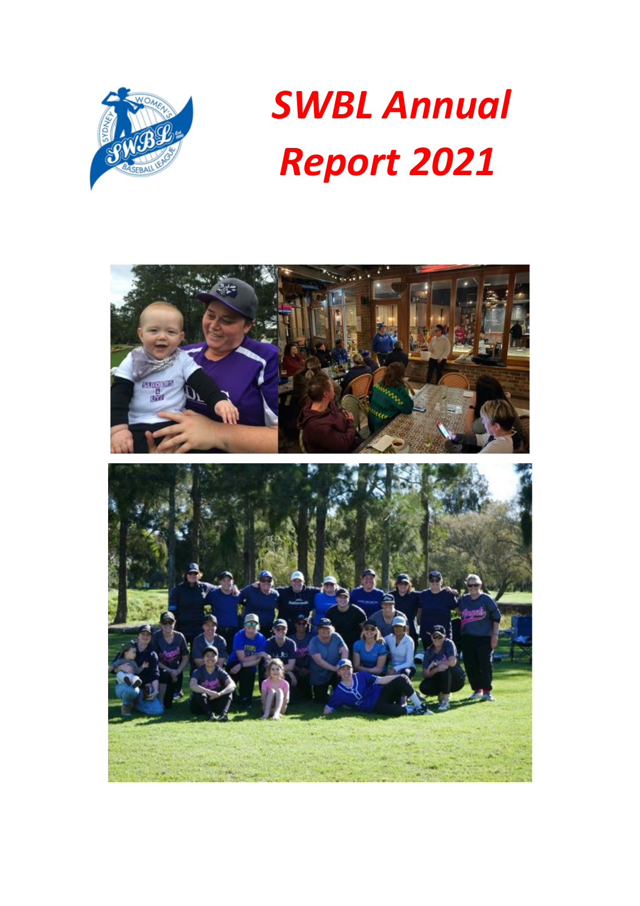# SWBL Annual Report 2021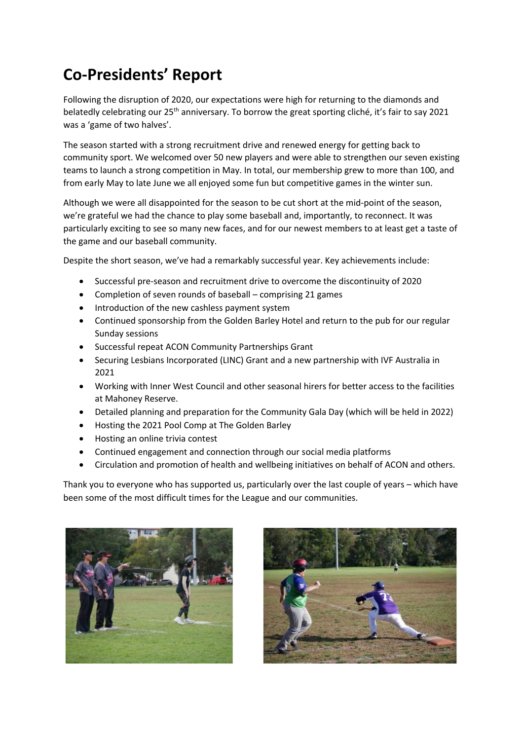# Co-Presidents' Report

Following the disruption of 2020, our expectations were high for returning to the diamonds and belatedly celebrating our 25th anniversary. To borrow the great sporting cliché, it's fair to say 2021 was a 'game of two halves'.

The season started with a strong recruitment drive and renewed energy for getting back to community sport. We welcomed over 50 new players and were able to strengthen our seven existing teams to launch a strong competition in May. In total, our membership grew to more than 100, and from early May to late June we all enjoyed some fun but competitive games in the winter sun.

Although we were all disappointed for the season to be cut short at the mid-point of the season, we're grateful we had the chance to play some baseball and, importantly, to reconnect. It was particularly exciting to see so many new faces, and for our newest members to at least get a taste of the game and our baseball community.

Despite the short season, we've had a remarkably successful year. Key achievements include:

- Successful pre-season and recruitment drive to overcome the discontinuity of 2020
- Completion of seven rounds of baseball – comprising 21 games
- Introduction of the new cashless payment system
- Continued sponsorship from the Golden Barley Hotel and return to the pub for our regular Sunday sessions
- Successful repeat ACON Community Partnerships Grant
- Securing Lesbians Incorporated (LINC) Grant and a new partnership with IVF Australia in 2021
- Working with Inner West Council and other seasonal hirers for better access to the facilities at Mahoney Reserve.
- Detailed planning and preparation for the Community Gala Day (which will be held in 2022)
- Hosting the 2021 Pool Comp at The Golden Barley
- Hosting an online trivia contest
- Continued engagement and connection through our social media platforms
- Circulation and promotion of health and wellbeing initiatives on behalf of ACON and others.

Thank you to everyone who has supported us, particularly over the last couple of years – which have been some of the most difficult times for the League and our communities.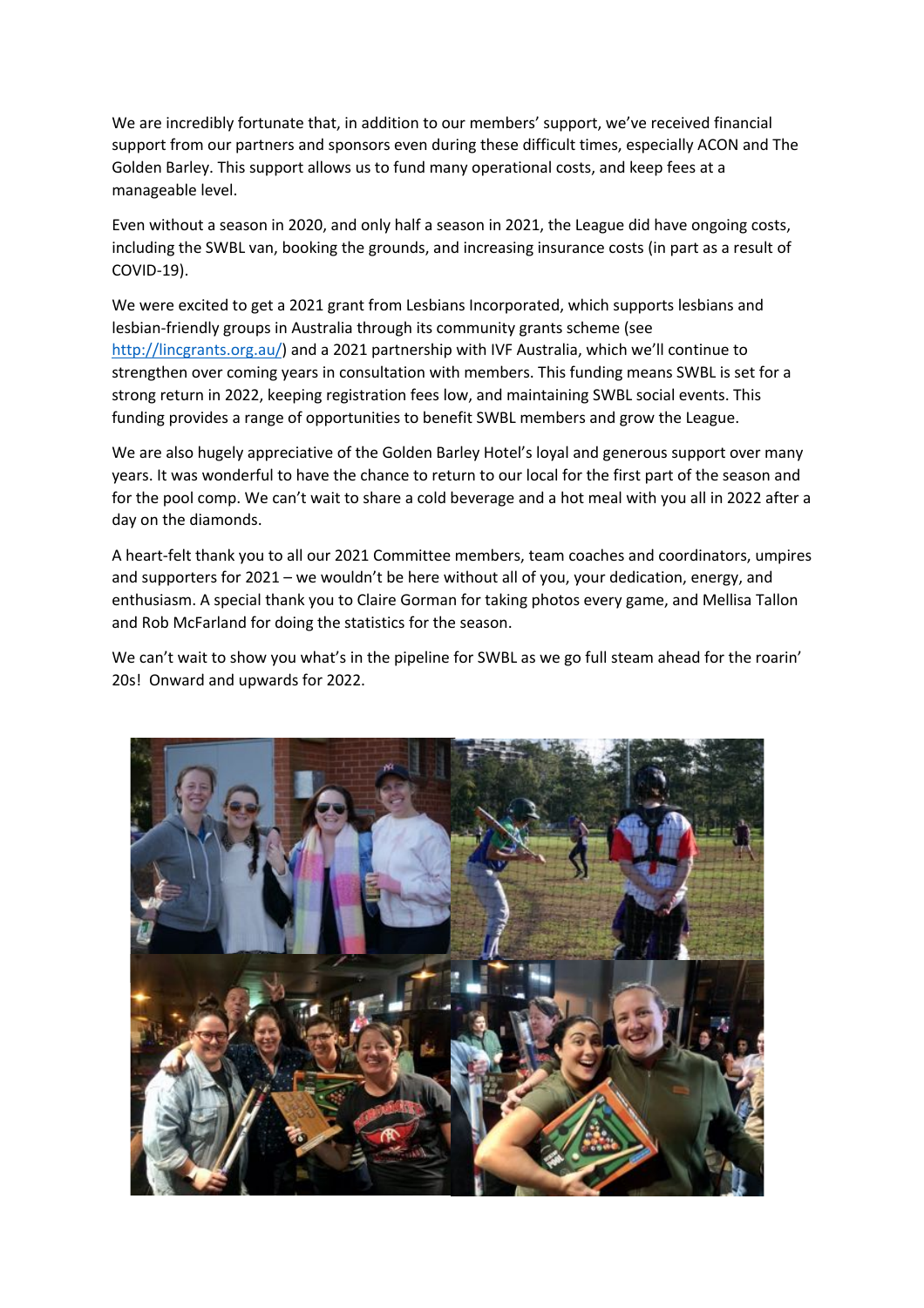We are incredibly fortunate that, in addition to our members' support, we've received financial support from our partners and sponsors even during these difficult times, especially ACON and The Golden Barley. This support allows us to fund many operational costs, and keep fees at a manageable level.

Even without a season in 2020, and only half a season in 2021, the League did have ongoing costs, including the SWBL van, booking the grounds, and increasing insurance costs (in part as a result of COVID-19).

We were excited to get a 2021 grant from Lesbians Incorporated, which supports lesbians and lesbian-friendly groups in Australia through its community grants scheme (see http://lincgrants.org.au/) and a 2021 partnership with IVF Australia, which we'll continue to strengthen over coming years in consultation with members. This funding means SWBL is set for a strong return in 2022, keeping registration fees low, and maintaining SWBL social events. This funding provides a range of opportunities to benefit SWBL members and grow the League.

We are also hugely appreciative of the Golden Barley Hotel's loyal and generous support over many years. It was wonderful to have the chance to return to our local for the first part of the season and for the pool comp. We can't wait to share a cold beverage and a hot meal with you all in 2022 after a day on the diamonds.

A heart-felt thank you to all our 2021 Committee members, team coaches and coordinators, umpires and supporters for 2021 – we wouldn't be here without all of you, your dedication, energy, and enthusiasm. A special thank you to Claire Gorman for taking photos every game, and Mellisa Tallon and Rob McFarland for doing the statistics for the season.

We can't wait to show you what's in the pipeline for SWBL as we go full steam ahead for the roarin' 20s! Onward and upwards for 2022.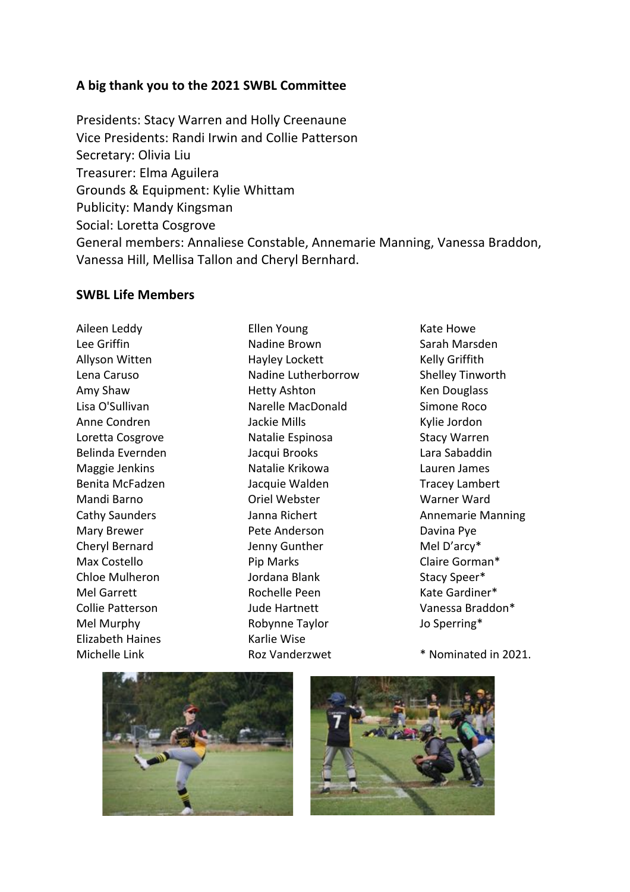**A big thank you to the 2021 SWBL Committee**

Presidents: Stacy Warren and Holly Creenaune
Vice Presidents: Randi Irwin and Collie Patterson
Secretary: Olivia Liu
Treasurer: Elma Aguilera
Grounds & Equipment: Kylie Whittam
Publicity: Mandy Kingsman
Social: Loretta Cosgrove
General members: Annaliese Constable, Annemarie Manning, Vanessa Braddon, Vanessa Hill, Mellisa Tallon and Cheryl Bernhard.

**SWBL Life Members**

Aileen Leddy
Lee Griffin
Allyson Witten
Lena Caruso
Amy Shaw
Lisa O'Sullivan
Anne Condren
Loretta Cosgrove
Belinda Evernden
Maggie Jenkins
Benita McFadzen
Mandi Barno
Cathy Saunders
Mary Brewer
Cheryl Bernard
Max Costello
Chloe Mulheron
Mel Garrett
Collie Patterson
Mel Murphy
Elizabeth Haines
Michelle Link
Ellen Young
Nadine Brown
Hayley Lockett
Nadine Lutherborrow
Hetty Ashton
Narelle MacDonald
Jackie Mills
Natalie Espinosa
Jacqui Brooks
Natalie Krikowa
Jacquie Walden
Oriel Webster
Janna Richert
Pete Anderson
Jenny Gunther
Pip Marks
Jordana Blank
Rochelle Peen
Jude Hartnett
Robynne Taylor
Karlie Wise
Roz Vanderzwet
Kate Howe
Sarah Marsden
Kelly Griffith
Shelley Tinworth
Ken Douglass
Simone Roco
Kylie Jordon
Stacy Warren
Lara Sabaddin
Lauren James
Tracey Lambert
Warner Ward
Annemarie Manning
Davina Pye
Mel D'arcy*
Claire Gorman*
Stacy Speer*
Kate Gardiner*
Vanessa Braddon*
Jo Sperring*

* Nominated in 2021.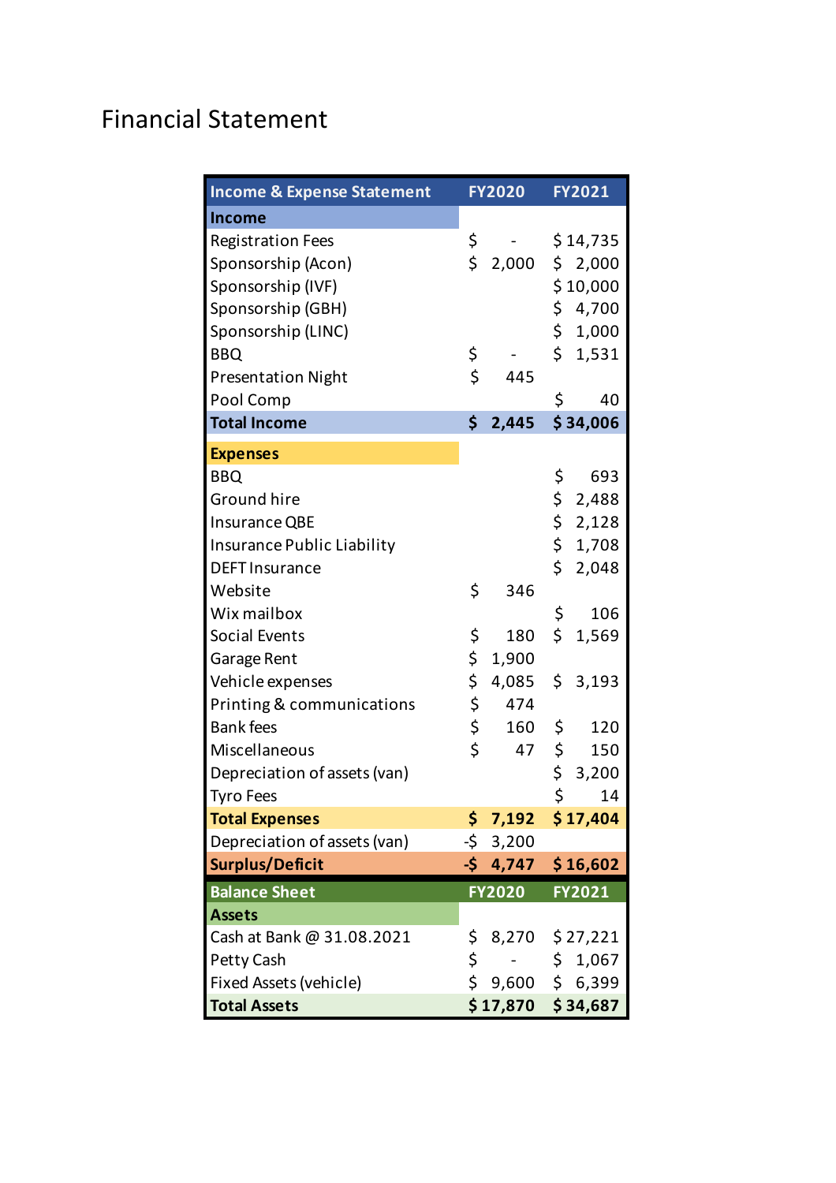# Financial Statement

| Income & Expense Statement | FY2020 | FY2021 |
|---|---|---|
| **Income** | | |
| Registration Fees | $ - | $ 14,735 |
| Sponsorship (Acon) | $ 2,000 | $ 2,000 |
| Sponsorship (IVF) | | $ 10,000 |
| Sponsorship (GBH) | | $ 4,700 |
| Sponsorship (LINC) | | $ 1,000 |
| BBQ | $ - | $ 1,531 |
| Presentation Night | $ 445 | |
| Pool Comp | | $ 40 |
| **Total Income** | **$ 2,445** | **$ 34,006** |
| **Expenses** | | |
| BBQ | | $ 693 |
| Ground hire | | $ 2,488 |
| Insurance QBE | | $ 2,128 |
| Insurance Public Liability | | $ 1,708 |
| DEFT Insurance | | $ 2,048 |
| Website | $ 346 | |
| Wix mailbox | | $ 106 |
| Social Events | $ 180 | $ 1,569 |
| Garage Rent | $ 1,900 | |
| Vehicle expenses | $ 4,085 | $ 3,193 |
| Printing & communications | $ 474 | |
| Bank fees | $ 160 | $ 120 |
| Miscellaneous | $ 47 | $ 150 |
| Depreciation of assets (van) | | $ 3,200 |
| Tyro Fees | | $ 14 |
| **Total Expenses** | **$ 7,192** | **$ 17,404** |
| Depreciation of assets (van) | -$ 3,200 | |
| **Surplus/Deficit** | **-$ 4,747** | **$ 16,602** |

| Balance Sheet | FY2020 | FY2021 |
|---|---|---|
| **Assets** | | |
| Cash at Bank @ 31.08.2021 | $ 8,270 | $ 27,221 |
| Petty Cash | $ - | $ 1,067 |
| Fixed Assets (vehicle) | $ 9,600 | $ 6,399 |
| **Total Assets** | **$ 17,870** | **$ 34,687** |